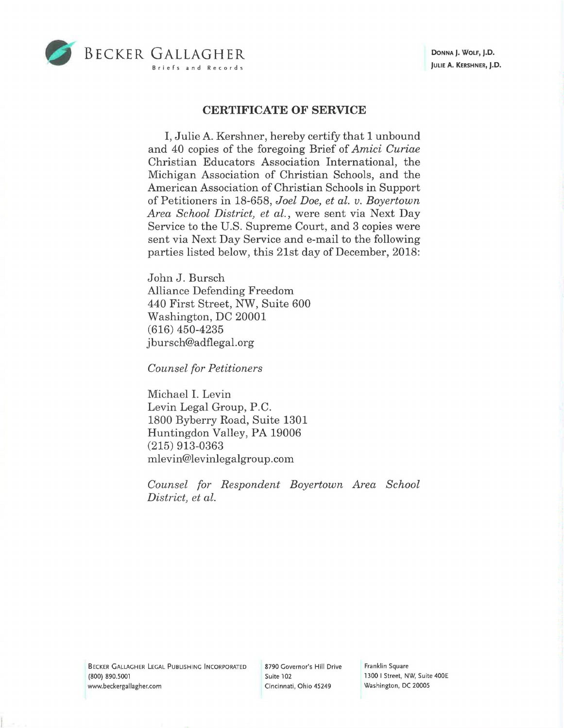BECKER GALLAGHER
Briefs and Records

DONNA J. WOLF, J.D.
JULIE A. KERSHNER, J.D.

## CERTIFICATE OF SERVICE

I, Julie A. Kershner, hereby certify that 1 unbound and 40 copies of the foregoing Brief of *Amici Curiae* Christian Educators Association International, the Michigan Association of Christian Schools, and the American Association of Christian Schools in Support of Petitioners in 18-658, *Joel Doe, et al. v. Boyertown Area School District, et al.*, were sent via Next Day Service to the U.S. Supreme Court, and 3 copies were sent via Next Day Service and e-mail to the following parties listed below, this 21st day of December, 2018:

John J. Bursch
Alliance Defending Freedom
440 First Street, NW, Suite 600
Washington, DC 20001
(616) 450-4235
jbursch@adflegal.org

*Counsel for Petitioners*

Michael I. Levin
Levin Legal Group, P.C.
1800 Byberry Road, Suite 1301
Huntingdon Valley, PA 19006
(215) 913-0363
mlevin@levinlegalgroup.com

*Counsel for Respondent Boyertown Area School District, et al.*

BECKER GALLAGHER LEGAL PUBLISHING INCORPORATED
(800) 890.5001
www.beckergallagher.com

8790 Governor's Hill Drive
Suite 102
Cincinnati, Ohio 45249

Franklin Square
1300 I Street, NW, Suite 400E
Washington, DC 20005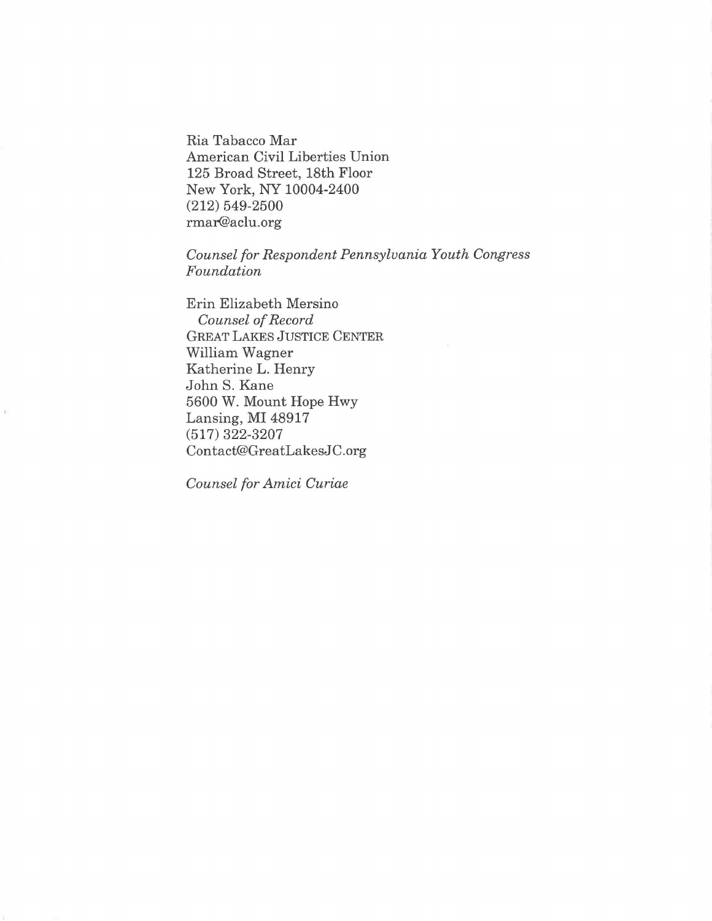Ria Tabacco Mar
American Civil Liberties Union
125 Broad Street, 18th Floor
New York, NY 10004-2400
(212) 549-2500
rmar@aclu.org

*Counsel for Respondent Pennsylvania Youth Congress Foundation*

Erin Elizabeth Mersino
*Counsel of Record*
GREAT LAKES JUSTICE CENTER
William Wagner
Katherine L. Henry
John S. Kane
5600 W. Mount Hope Hwy
Lansing, MI 48917
(517) 322-3207
Contact@GreatLakesJC.org

*Counsel for Amici Curiae*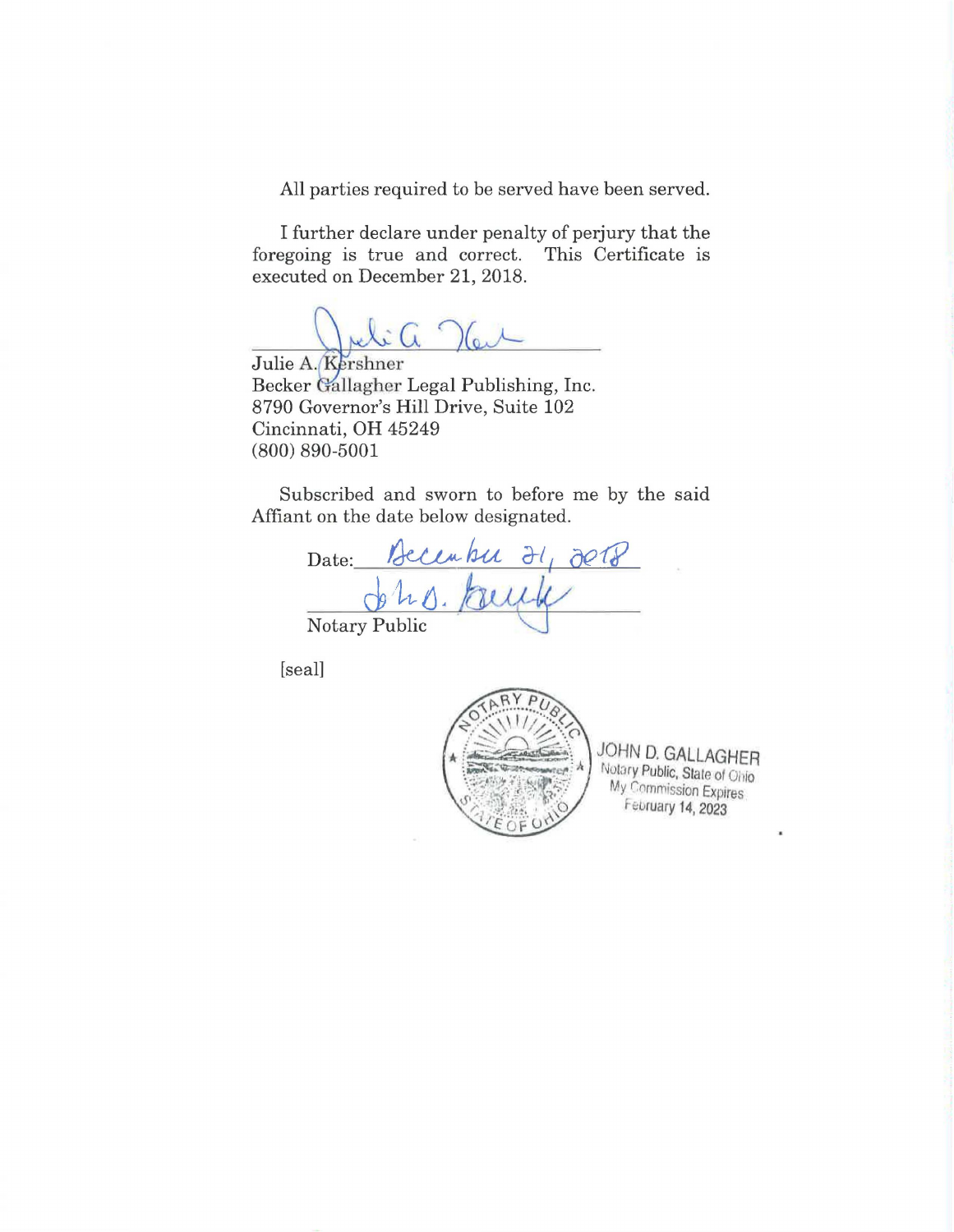All parties required to be served have been served.

I further declare under penalty of perjury that the foregoing is true and correct. This Certificate is executed on December 21, 2018.

Julie A. Kershner
Becker Gallagher Legal Publishing, Inc.
8790 Governor's Hill Drive, Suite 102
Cincinnati, OH 45249
(800) 890-5001

Subscribed and sworn to before me by the said Affiant on the date below designated.

Date: December 21, 2018

Notary Public

[seal]

NOTARY PUBLIC STATE OF OHIO

JOHN D. GALLAGHER
Notary Public, State of Ohio
My Commission Expires
February 14, 2023